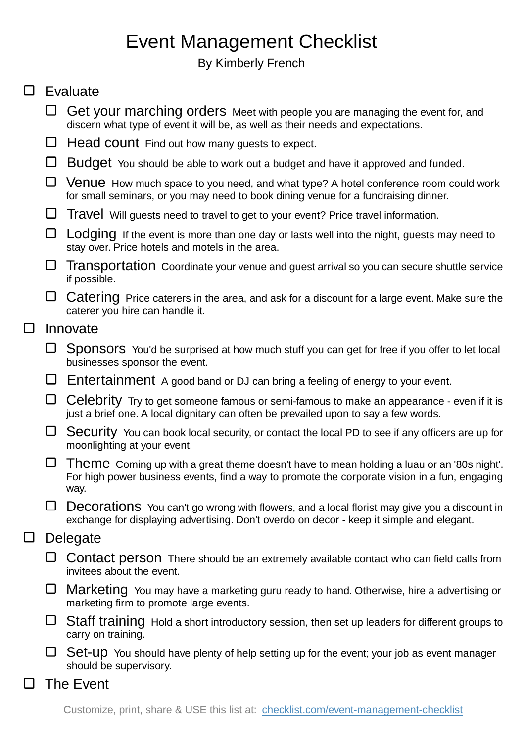# Event Management Checklist

By Kimberly French

- [ ] Evaluate
  - [ ] Get your marching orders Meet with people you are managing the event for, and discern what type of event it will be, as well as their needs and expectations.
  - [ ] Head count Find out how many guests to expect.
  - [ ] Budget You should be able to work out a budget and have it approved and funded.
  - [ ] Venue How much space to you need, and what type? A hotel conference room could work for small seminars, or you may need to book dining venue for a fundraising dinner.
  - [ ] Travel Will guests need to travel to get to your event? Price travel information.
  - [ ] Lodging If the event is more than one day or lasts well into the night, guests may need to stay over. Price hotels and motels in the area.
  - [ ] Transportation Coordinate your venue and guest arrival so you can secure shuttle service if possible.
  - [ ] Catering Price caterers in the area, and ask for a discount for a large event. Make sure the caterer you hire can handle it.
- [ ] Innovate
  - [ ] Sponsors You'd be surprised at how much stuff you can get for free if you offer to let local businesses sponsor the event.
  - [ ] Entertainment A good band or DJ can bring a feeling of energy to your event.
  - [ ] Celebrity Try to get someone famous or semi-famous to make an appearance - even if it is just a brief one. A local dignitary can often be prevailed upon to say a few words.
  - [ ] Security You can book local security, or contact the local PD to see if any officers are up for moonlighting at your event.
  - [ ] Theme Coming up with a great theme doesn't have to mean holding a luau or an '80s night'. For high power business events, find a way to promote the corporate vision in a fun, engaging way.
  - [ ] Decorations You can't go wrong with flowers, and a local florist may give you a discount in exchange for displaying advertising. Don't overdo on decor - keep it simple and elegant.
- [ ] Delegate
  - [ ] Contact person There should be an extremely available contact who can field calls from invitees about the event.
  - [ ] Marketing You may have a marketing guru ready to hand. Otherwise, hire a advertising or marketing firm to promote large events.
  - [ ] Staff training Hold a short introductory session, then set up leaders for different groups to carry on training.
  - [ ] Set-up You should have plenty of help setting up for the event; your job as event manager should be supervisory.
- [ ] The Event

Customize, print, share & USE this list at: [checklist.com/event-management-checklist](https://checklist.com/event-management-checklist)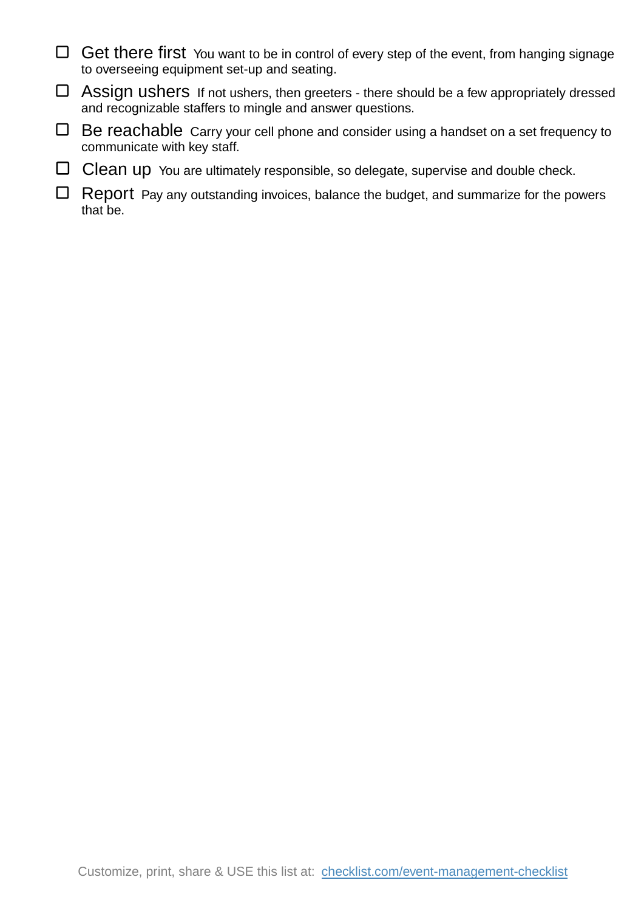- [ ] **Get there first** You want to be in control of every step of the event, from hanging signage to overseeing equipment set-up and seating.
- [ ] **Assign ushers** If not ushers, then greeters - there should be a few appropriately dressed and recognizable staffers to mingle and answer questions.
- [ ] **Be reachable** Carry your cell phone and consider using a handset on a set frequency to communicate with key staff.
- [ ] **Clean up** You are ultimately responsible, so delegate, supervise and double check.
- [ ] **Report** Pay any outstanding invoices, balance the budget, and summarize for the powers that be.

Customize, print, share & USE this list at: [checklist.com/event-management-checklist](https://checklist.com/event-management-checklist)